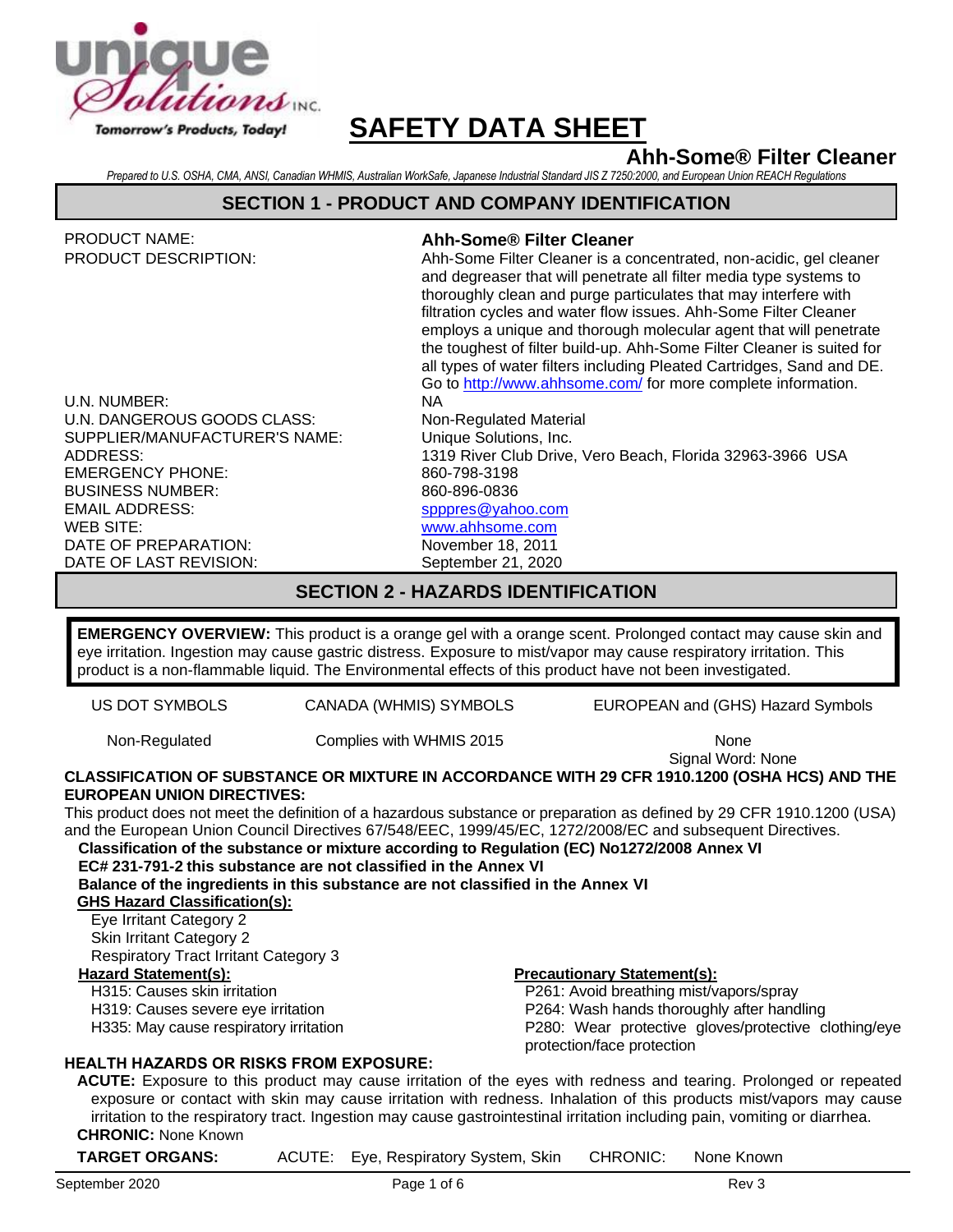# SAFETY DATA SHEET

## Ahh-Some® Filter Cleaner

*Prepared to U.S. OSHA, CMA, ANSI, Canadian WHMIS, Australian WorkSafe, Japanese Industrial Standard JIS Z 7250:2000, and European Union REACH Regulations*

## SECTION 1 - PRODUCT AND COMPANY IDENTIFICATION

| | |
|---|---|
| PRODUCT NAME: | **Ahh-Some® Filter Cleaner** |
| PRODUCT DESCRIPTION: | Ahh-Some Filter Cleaner is a concentrated, non-acidic, gel cleaner and degreaser that will penetrate all filter media type systems to thoroughly clean and purge particulates that may interfere with filtration cycles and water flow issues. Ahh-Some Filter Cleaner employs a unique and thorough molecular agent that will penetrate the toughest of filter build-up. Ahh-Some Filter Cleaner is suited for all types of water filters including Pleated Cartridges, Sand and DE. Go to http://www.ahhsome.com/ for more complete information. |
| U.N. NUMBER: | NA |
| U.N. DANGEROUS GOODS CLASS: | Non-Regulated Material |
| SUPPLIER/MANUFACTURER'S NAME: | Unique Solutions, Inc. |
| ADDRESS: | 1319 River Club Drive, Vero Beach, Florida 32963-3966 USA |
| EMERGENCY PHONE: | 860-798-3198 |
| BUSINESS NUMBER: | 860-896-0836 |
| EMAIL ADDRESS: | spppres@yahoo.com |
| WEB SITE: | www.ahhsome.com |
| DATE OF PREPARATION: | November 18, 2011 |
| DATE OF LAST REVISION: | September 21, 2020 |

## SECTION 2 - HAZARDS IDENTIFICATION

**EMERGENCY OVERVIEW:** This product is a orange gel with a orange scent. Prolonged contact may cause skin and eye irritation. Ingestion may cause gastric distress. Exposure to mist/vapor may cause respiratory irritation. This product is a non-flammable liquid. The Environmental effects of this product have not been investigated.

| US DOT SYMBOLS | CANADA (WHMIS) SYMBOLS | EUROPEAN and (GHS) Hazard Symbols |
|---|---|---|
| Non-Regulated | Complies with WHMIS 2015 | None<br>Signal Word: None |

**CLASSIFICATION OF SUBSTANCE OR MIXTURE IN ACCORDANCE WITH 29 CFR 1910.1200 (OSHA HCS) AND THE EUROPEAN UNION DIRECTIVES:**

This product does not meet the definition of a hazardous substance or preparation as defined by 29 CFR 1910.1200 (USA) and the European Union Council Directives 67/548/EEC, 1999/45/EC, 1272/2008/EC and subsequent Directives.

**Classification of the substance or mixture according to Regulation (EC) No1272/2008 Annex VI**

**EC# 231-791-2 this substance are not classified in the Annex VI**

**Balance of the ingredients in this substance are not classified in the Annex VI**

**GHS Hazard Classification(s):**

Eye Irritant Category 2
Skin Irritant Category 2
Respiratory Tract Irritant Category 3

**Hazard Statement(s):**

H315: Causes skin irritation
H319: Causes severe eye irritation
H335: May cause respiratory irritation

**Precautionary Statement(s):**

P261: Avoid breathing mist/vapors/spray
P264: Wash hands thoroughly after handling
P280: Wear protective gloves/protective clothing/eye protection/face protection

**HEALTH HAZARDS OR RISKS FROM EXPOSURE:**

**ACUTE:** Exposure to this product may cause irritation of the eyes with redness and tearing. Prolonged or repeated exposure or contact with skin may cause irritation with redness. Inhalation of this products mist/vapors may cause irritation to the respiratory tract. Ingestion may cause gastrointestinal irritation including pain, vomiting or diarrhea.

**CHRONIC:** None Known

**TARGET ORGANS:** ACUTE: Eye, Respiratory System, Skin CHRONIC: None Known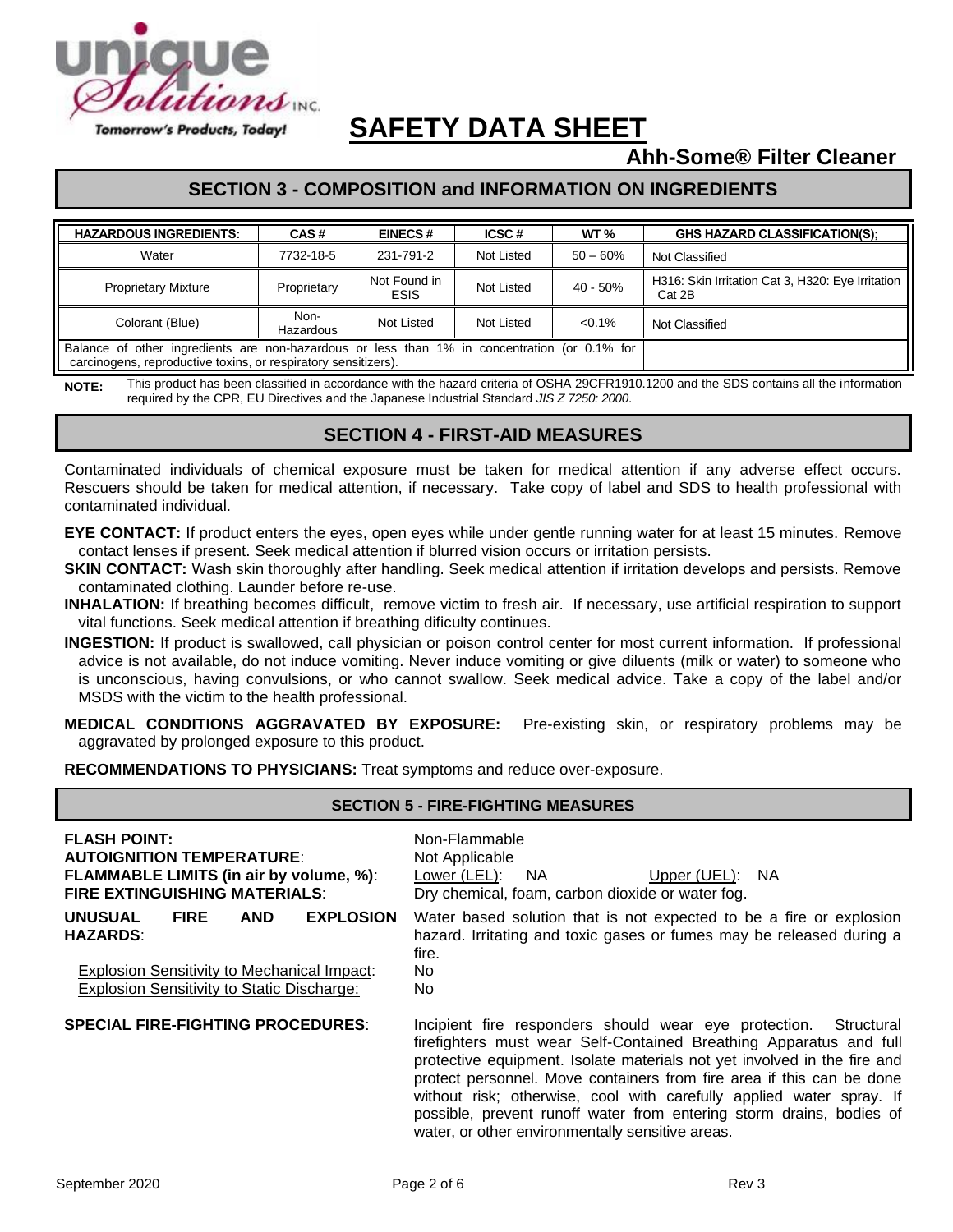# SAFETY DATA SHEET

## Ahh-Some® Filter Cleaner

## SECTION 3 - COMPOSITION and INFORMATION ON INGREDIENTS

| HAZARDOUS INGREDIENTS: | CAS # | EINECS # | ICSC # | WT % | GHS HAZARD CLASSIFICATION(S); |
|---|---|---|---|---|---|
| Water | 7732-18-5 | 231-791-2 | Not Listed | 50 – 60% | Not Classified |
| Proprietary Mixture | Proprietary | Not Found in ESIS | Not Listed | 40 - 50% | H316: Skin Irritation Cat 3, H320: Eye Irritation Cat 2B |
| Colorant (Blue) | Non-Hazardous | Not Listed | Not Listed | <0.1% | Not Classified |
| Balance of other ingredients are non-hazardous or less than 1% in concentration (or 0.1% for carcinogens, reproductive toxins, or respiratory sensitizers). | | | | | |

**NOTE:** This product has been classified in accordance with the hazard criteria of OSHA 29CFR1910.1200 and the SDS contains all the information required by the CPR, EU Directives and the Japanese Industrial Standard *JIS Z 7250: 2000*.

## SECTION 4 - FIRST-AID MEASURES

Contaminated individuals of chemical exposure must be taken for medical attention if any adverse effect occurs. Rescuers should be taken for medical attention, if necessary. Take copy of label and SDS to health professional with contaminated individual.

**EYE CONTACT:** If product enters the eyes, open eyes while under gentle running water for at least 15 minutes. Remove contact lenses if present. Seek medical attention if blurred vision occurs or irritation persists.

**SKIN CONTACT:** Wash skin thoroughly after handling. Seek medical attention if irritation develops and persists. Remove contaminated clothing. Launder before re-use.

**INHALATION:** If breathing becomes difficult, remove victim to fresh air. If necessary, use artificial respiration to support vital functions. Seek medical attention if breathing dificulty continues.

**INGESTION:** If product is swallowed, call physician or poison control center for most current information. If professional advice is not available, do not induce vomiting. Never induce vomiting or give diluents (milk or water) to someone who is unconscious, having convulsions, or who cannot swallow. Seek medical advice. Take a copy of the label and/or MSDS with the victim to the health professional.

**MEDICAL CONDITIONS AGGRAVATED BY EXPOSURE:** Pre-existing skin, or respiratory problems may be aggravated by prolonged exposure to this product.

**RECOMMENDATIONS TO PHYSICIANS:** Treat symptoms and reduce over-exposure.

## SECTION 5 - FIRE-FIGHTING MEASURES

**FLASH POINT:** Non-Flammable

**AUTOIGNITION TEMPERATURE:** Not Applicable

**FLAMMABLE LIMITS (in air by volume, %):** Lower (LEL): NA Upper (UEL): NA

**FIRE EXTINGUISHING MATERIALS:** Dry chemical, foam, carbon dioxide or water fog.

**UNUSUAL FIRE AND EXPLOSION HAZARDS:** Water based solution that is not expected to be a fire or explosion hazard. Irritating and toxic gases or fumes may be released during a fire.

Explosion Sensitivity to Mechanical Impact: No

Explosion Sensitivity to Static Discharge: No

**SPECIAL FIRE-FIGHTING PROCEDURES:** Incipient fire responders should wear eye protection. Structural firefighters must wear Self-Contained Breathing Apparatus and full protective equipment. Isolate materials not yet involved in the fire and protect personnel. Move containers from fire area if this can be done without risk; otherwise, cool with carefully applied water spray. If possible, prevent runoff water from entering storm drains, bodies of water, or other environmentally sensitive areas.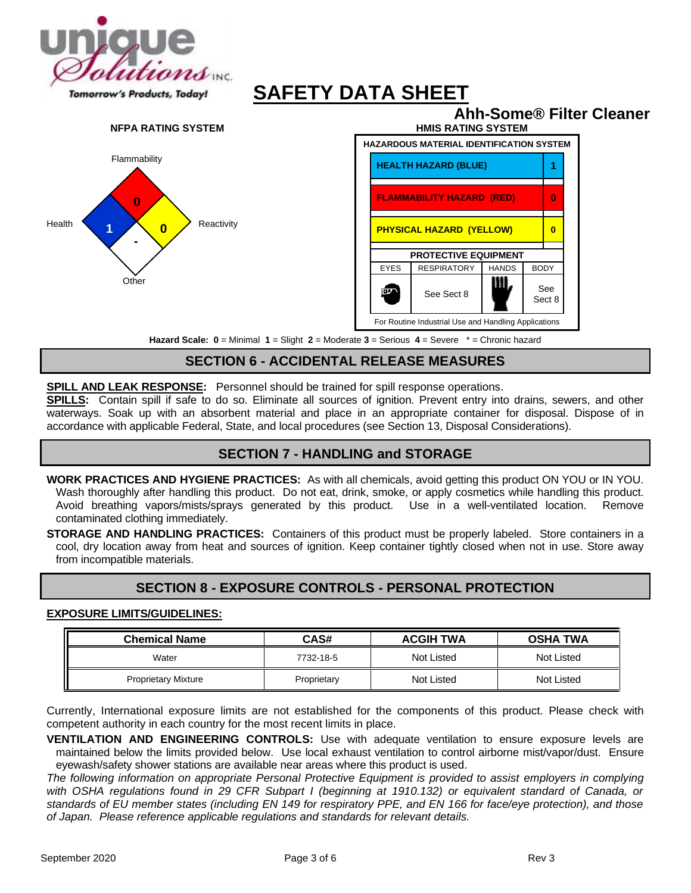# SAFETY DATA SHEET

## Ahh-Some® Filter Cleaner

**NFPA RATING SYSTEM**

Flammability: 0
Health: 1
Reactivity: 0
Other: -

**HMIS RATING SYSTEM**

| HAZARDOUS MATERIAL IDENTIFICATION SYSTEM | | | |
|---|---|---|---|
| HEALTH HAZARD (BLUE) | | | 1 |
| FLAMMABILITY HAZARD (RED) | | | 0 |
| PHYSICAL HAZARD (YELLOW) | | | 0 |
| PROTECTIVE EQUIPMENT | | | |
| EYES | RESPIRATORY | HANDS | BODY |
| | See Sect 8 | | See Sect 8 |

For Routine Industrial Use and Handling Applications

**Hazard Scale: 0** = Minimal **1** = Slight **2** = Moderate **3** = Serious **4** = Severe * = Chronic hazard

## SECTION 6 - ACCIDENTAL RELEASE MEASURES

**SPILL AND LEAK RESPONSE:** Personnel should be trained for spill response operations.

**SPILLS:** Contain spill if safe to do so. Eliminate all sources of ignition. Prevent entry into drains, sewers, and other waterways. Soak up with an absorbent material and place in an appropriate container for disposal. Dispose of in accordance with applicable Federal, State, and local procedures (see Section 13, Disposal Considerations).

## SECTION 7 - HANDLING and STORAGE

**WORK PRACTICES AND HYGIENE PRACTICES:** As with all chemicals, avoid getting this product ON YOU or IN YOU. Wash thoroughly after handling this product. Do not eat, drink, smoke, or apply cosmetics while handling this product. Avoid breathing vapors/mists/sprays generated by this product. Use in a well-ventilated location. Remove contaminated clothing immediately.

**STORAGE AND HANDLING PRACTICES:** Containers of this product must be properly labeled. Store containers in a cool, dry location away from heat and sources of ignition. Keep container tightly closed when not in use. Store away from incompatible materials.

## SECTION 8 - EXPOSURE CONTROLS - PERSONAL PROTECTION

**EXPOSURE LIMITS/GUIDELINES:**

| Chemical Name | CAS# | ACGIH TWA | OSHA TWA |
|---|---|---|---|
| Water | 7732-18-5 | Not Listed | Not Listed |
| Proprietary Mixture | Proprietary | Not Listed | Not Listed |

Currently, International exposure limits are not established for the components of this product. Please check with competent authority in each country for the most recent limits in place.

**VENTILATION AND ENGINEERING CONTROLS:** Use with adequate ventilation to ensure exposure levels are maintained below the limits provided below. Use local exhaust ventilation to control airborne mist/vapor/dust. Ensure eyewash/safety shower stations are available near areas where this product is used.

*The following information on appropriate Personal Protective Equipment is provided to assist employers in complying with OSHA regulations found in 29 CFR Subpart I (beginning at 1910.132) or equivalent standard of Canada, or standards of EU member states (including EN 149 for respiratory PPE, and EN 166 for face/eye protection), and those of Japan. Please reference applicable regulations and standards for relevant details.*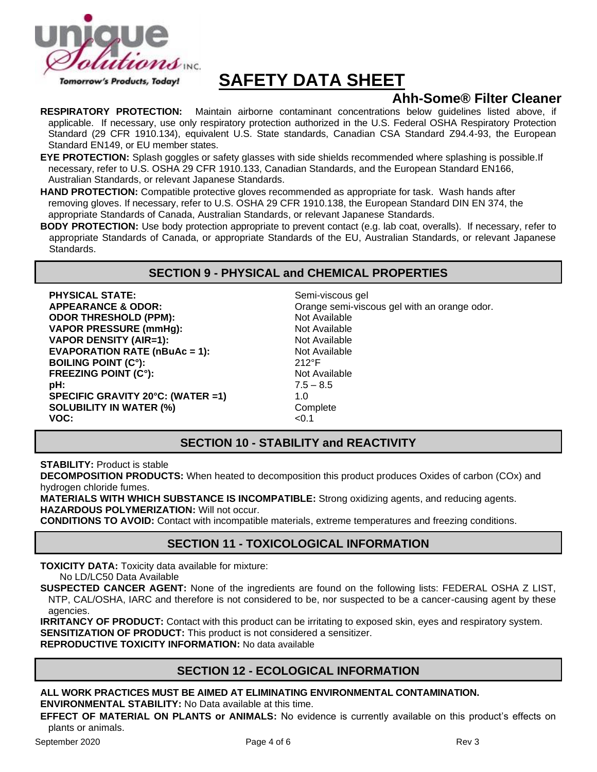# SAFETY DATA SHEET

## Ahh-Some® Filter Cleaner

**RESPIRATORY PROTECTION:** Maintain airborne contaminant concentrations below guidelines listed above, if applicable. If necessary, use only respiratory protection authorized in the U.S. Federal OSHA Respiratory Protection Standard (29 CFR 1910.134), equivalent U.S. State standards, Canadian CSA Standard Z94.4-93, the European Standard EN149, or EU member states.

**EYE PROTECTION:** Splash goggles or safety glasses with side shields recommended where splashing is possible.If necessary, refer to U.S. OSHA 29 CFR 1910.133, Canadian Standards, and the European Standard EN166, Australian Standards, or relevant Japanese Standards.

**HAND PROTECTION:** Compatible protective gloves recommended as appropriate for task. Wash hands after removing gloves. If necessary, refer to U.S. OSHA 29 CFR 1910.138, the European Standard DIN EN 374, the appropriate Standards of Canada, Australian Standards, or relevant Japanese Standards.

**BODY PROTECTION:** Use body protection appropriate to prevent contact (e.g. lab coat, overalls). If necessary, refer to appropriate Standards of Canada, or appropriate Standards of the EU, Australian Standards, or relevant Japanese Standards.

## SECTION 9 - PHYSICAL and CHEMICAL PROPERTIES

| | |
|---|---|
| **PHYSICAL STATE:** | Semi-viscous gel |
| **APPEARANCE & ODOR:** | Orange semi-viscous gel with an orange odor. |
| **ODOR THRESHOLD (PPM):** | Not Available |
| **VAPOR PRESSURE (mmHg):** | Not Available |
| **VAPOR DENSITY (AIR=1):** | Not Available |
| **EVAPORATION RATE (nBuAc = 1):** | Not Available |
| **BOILING POINT (C°):** | 212°F |
| **FREEZING POINT (C°):** | Not Available |
| **pH:** | 7.5 – 8.5 |
| **SPECIFIC GRAVITY 20°C: (WATER =1)** | 1.0 |
| **SOLUBILITY IN WATER (%)** | Complete |
| **VOC:** | <0.1 |

## SECTION 10 - STABILITY and REACTIVITY

**STABILITY:** Product is stable

**DECOMPOSITION PRODUCTS:** When heated to decomposition this product produces Oxides of carbon (COx) and hydrogen chloride fumes.

**MATERIALS WITH WHICH SUBSTANCE IS INCOMPATIBLE:** Strong oxidizing agents, and reducing agents.

**HAZARDOUS POLYMERIZATION:** Will not occur.

**CONDITIONS TO AVOID:** Contact with incompatible materials, extreme temperatures and freezing conditions.

## SECTION 11 - TOXICOLOGICAL INFORMATION

**TOXICITY DATA:** Toxicity data available for mixture:

No LD/LC50 Data Available

**SUSPECTED CANCER AGENT:** None of the ingredients are found on the following lists: FEDERAL OSHA Z LIST, NTP, CAL/OSHA, IARC and therefore is not considered to be, nor suspected to be a cancer-causing agent by these agencies.

**IRRITANCY OF PRODUCT:** Contact with this product can be irritating to exposed skin, eyes and respiratory system.

**SENSITIZATION OF PRODUCT:** This product is not considered a sensitizer.

**REPRODUCTIVE TOXICITY INFORMATION:** No data available

## SECTION 12 - ECOLOGICAL INFORMATION

**ALL WORK PRACTICES MUST BE AIMED AT ELIMINATING ENVIRONMENTAL CONTAMINATION.**

**ENVIRONMENTAL STABILITY:** No Data available at this time.

**EFFECT OF MATERIAL ON PLANTS or ANIMALS:** No evidence is currently available on this product's effects on plants or animals.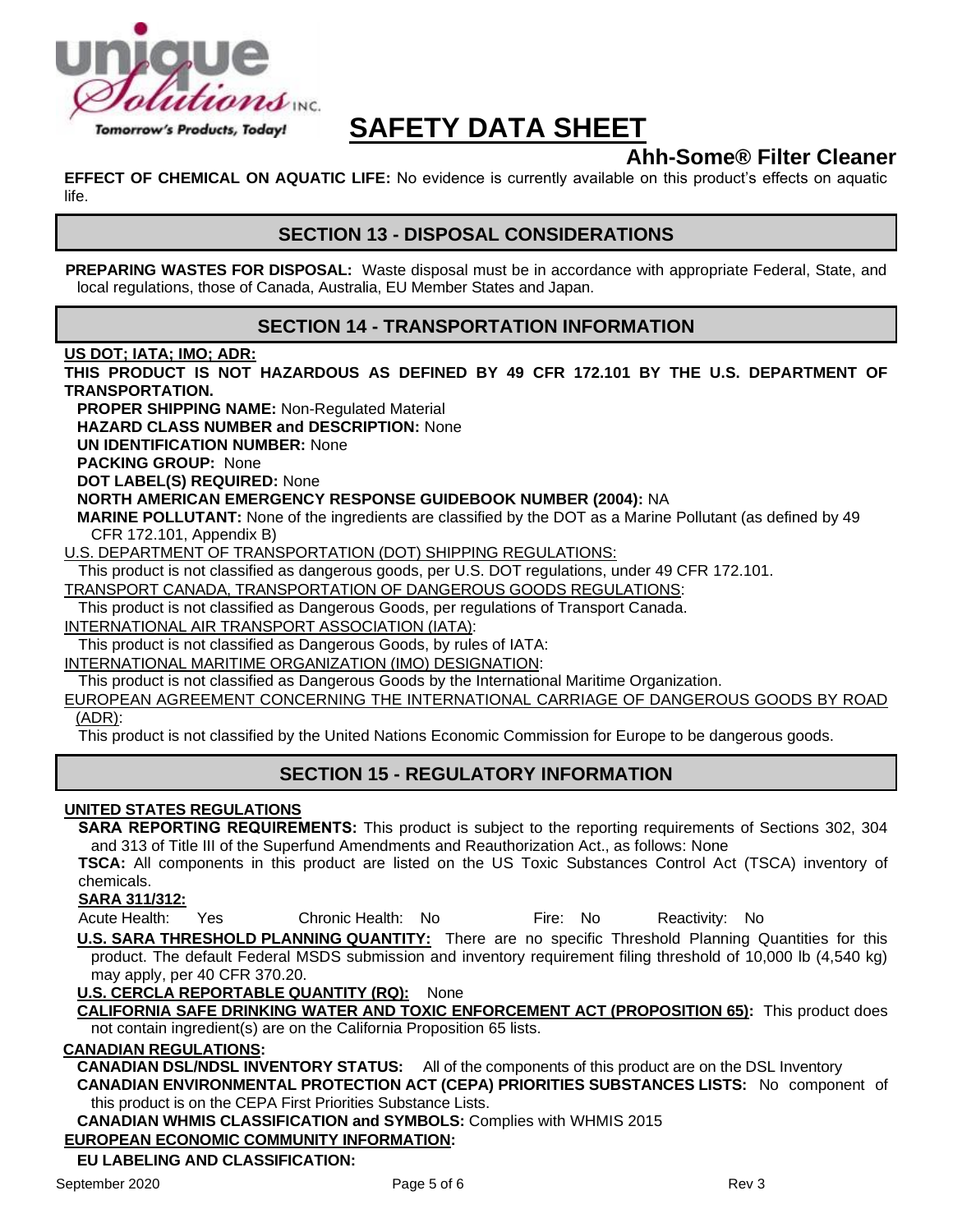**EFFECT OF CHEMICAL ON AQUATIC LIFE:** No evidence is currently available on this product's effects on aquatic life.

## SECTION 13 - DISPOSAL CONSIDERATIONS

**PREPARING WASTES FOR DISPOSAL:** Waste disposal must be in accordance with appropriate Federal, State, and local regulations, those of Canada, Australia, EU Member States and Japan.

## SECTION 14 - TRANSPORTATION INFORMATION

**US DOT; IATA; IMO; ADR:**

**THIS PRODUCT IS NOT HAZARDOUS AS DEFINED BY 49 CFR 172.101 BY THE U.S. DEPARTMENT OF TRANSPORTATION.**

**PROPER SHIPPING NAME:** Non-Regulated Material
**HAZARD CLASS NUMBER and DESCRIPTION:** None
**UN IDENTIFICATION NUMBER:** None
**PACKING GROUP:** None
**DOT LABEL(S) REQUIRED:** None
**NORTH AMERICAN EMERGENCY RESPONSE GUIDEBOOK NUMBER (2004):** NA
**MARINE POLLUTANT:** None of the ingredients are classified by the DOT as a Marine Pollutant (as defined by 49 CFR 172.101, Appendix B)

U.S. DEPARTMENT OF TRANSPORTATION (DOT) SHIPPING REGULATIONS:
This product is not classified as dangerous goods, per U.S. DOT regulations, under 49 CFR 172.101.

TRANSPORT CANADA, TRANSPORTATION OF DANGEROUS GOODS REGULATIONS:
This product is not classified as Dangerous Goods, per regulations of Transport Canada.

INTERNATIONAL AIR TRANSPORT ASSOCIATION (IATA):
This product is not classified as Dangerous Goods, by rules of IATA:

INTERNATIONAL MARITIME ORGANIZATION (IMO) DESIGNATION:
This product is not classified as Dangerous Goods by the International Maritime Organization.

EUROPEAN AGREEMENT CONCERNING THE INTERNATIONAL CARRIAGE OF DANGEROUS GOODS BY ROAD (ADR):
This product is not classified by the United Nations Economic Commission for Europe to be dangerous goods.

## SECTION 15 - REGULATORY INFORMATION

**UNITED STATES REGULATIONS**

**SARA REPORTING REQUIREMENTS:** This product is subject to the reporting requirements of Sections 302, 304 and 313 of Title III of the Superfund Amendments and Reauthorization Act., as follows: None

**TSCA:** All components in this product are listed on the US Toxic Substances Control Act (TSCA) inventory of chemicals.

**SARA 311/312:**
Acute Health: Yes  Chronic Health: No  Fire: No  Reactivity: No

**U.S. SARA THRESHOLD PLANNING QUANTITY:** There are no specific Threshold Planning Quantities for this product. The default Federal MSDS submission and inventory requirement filing threshold of 10,000 lb (4,540 kg) may apply, per 40 CFR 370.20.

**U.S. CERCLA REPORTABLE QUANTITY (RQ):** None

**CALIFORNIA SAFE DRINKING WATER AND TOXIC ENFORCEMENT ACT (PROPOSITION 65):** This product does not contain ingredient(s) are on the California Proposition 65 lists.

**CANADIAN REGULATIONS:**

**CANADIAN DSL/NDSL INVENTORY STATUS:** All of the components of this product are on the DSL Inventory

**CANADIAN ENVIRONMENTAL PROTECTION ACT (CEPA) PRIORITIES SUBSTANCES LISTS:** No component of this product is on the CEPA First Priorities Substance Lists.

**CANADIAN WHMIS CLASSIFICATION and SYMBOLS:** Complies with WHMIS 2015

**EUROPEAN ECONOMIC COMMUNITY INFORMATION:**

**EU LABELING AND CLASSIFICATION:**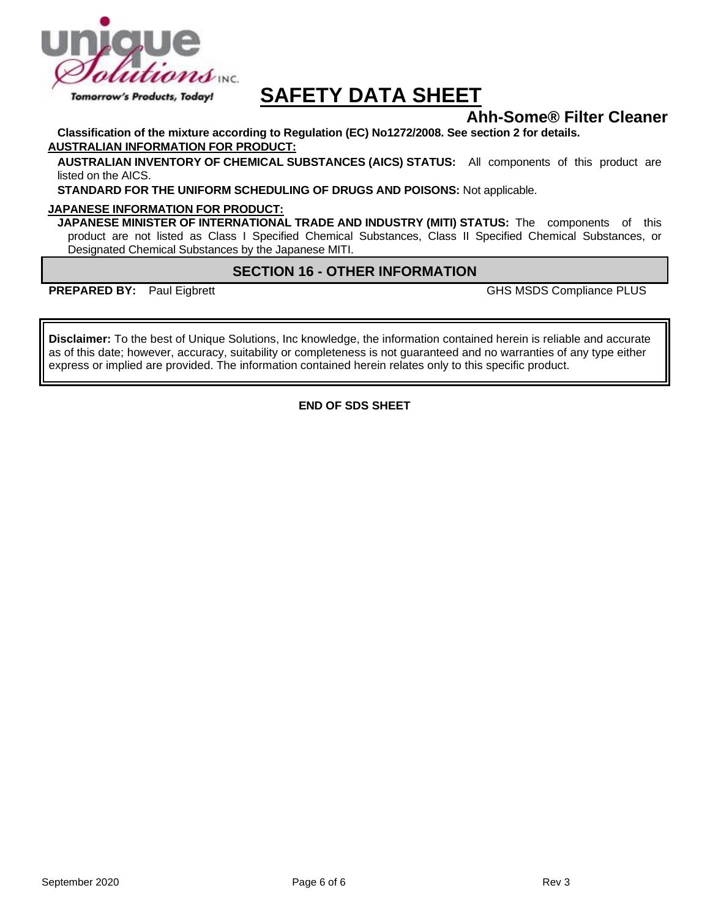**Classification of the mixture according to Regulation (EC) No1272/2008. See section 2 for details.**

**AUSTRALIAN INFORMATION FOR PRODUCT:**

**AUSTRALIAN INVENTORY OF CHEMICAL SUBSTANCES (AICS) STATUS:** All components of this product are listed on the AICS.

**STANDARD FOR THE UNIFORM SCHEDULING OF DRUGS AND POISONS:** Not applicable.

**JAPANESE INFORMATION FOR PRODUCT:**

**JAPANESE MINISTER OF INTERNATIONAL TRADE AND INDUSTRY (MITI) STATUS:** The components of this product are not listed as Class I Specified Chemical Substances, Class II Specified Chemical Substances, or Designated Chemical Substances by the Japanese MITI.

## SECTION 16 - OTHER INFORMATION

**PREPARED BY:** Paul Eigbrett GHS MSDS Compliance PLUS

**Disclaimer:** To the best of Unique Solutions, Inc knowledge, the information contained herein is reliable and accurate as of this date; however, accuracy, suitability or completeness is not guaranteed and no warranties of any type either express or implied are provided. The information contained herein relates only to this specific product.

**END OF SDS SHEET**